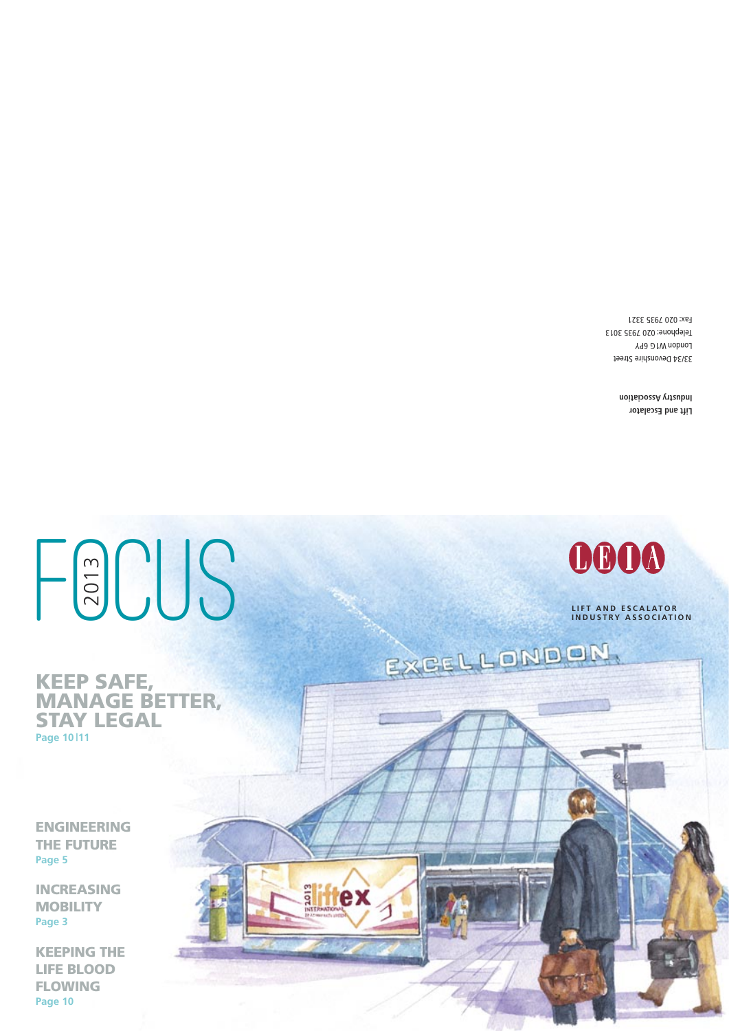Lift and Escalator
Industry Association

33/34 Devonshire Street
London W1G 6PY
Telephone: 020 7935 3013
Fax: 020 7935 3321

# FOCUS 2013

LEIA

LIFT AND ESCALATOR INDUSTRY ASSOCIATION

## KEEP SAFE, MANAGE BETTER, STAY LEGAL
Page 10 | 11

## ENGINEERING THE FUTURE
Page 5

## INCREASING MOBILITY
Page 3

## KEEPING THE LIFE BLOOD FLOWING
Page 10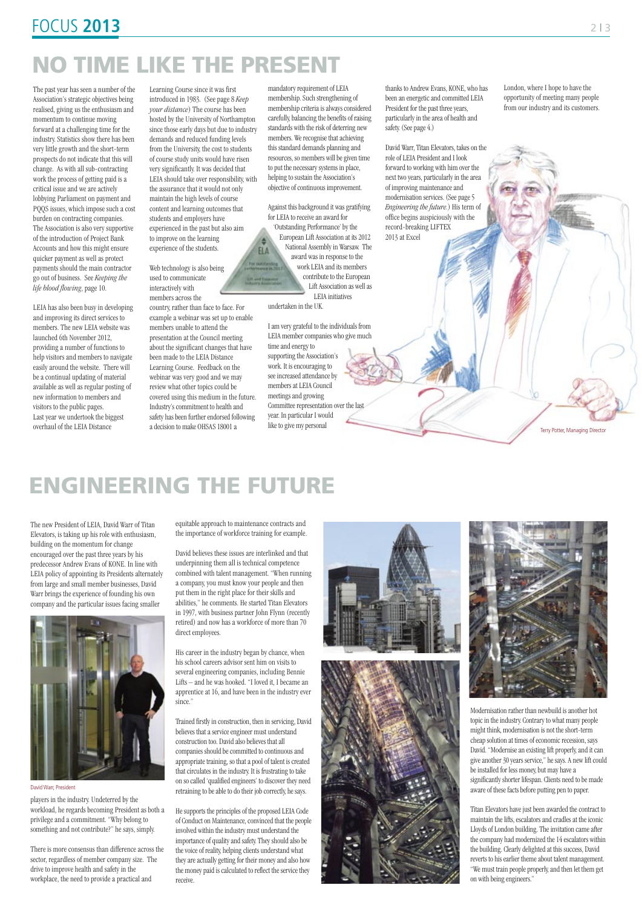# NO TIME LIKE THE PRESENT

The past year has seen a number of the Association's strategic objectives being realised, giving us the enthusiasm and momentum to continue moving forward at a challenging time for the industry. Statistics show there has been very little growth and the short-term prospects do not indicate that this will change. As with all sub-contracting work the process of getting paid is a critical issue and we are actively lobbying Parliament on payment and PQQS issues, which impose such a cost burden on contracting companies. The Association is also very supportive of the introduction of Project Bank Accounts and how this might ensure quicker payment as well as protect payments should the main contractor go out of business. See *Keeping the life blood flowing*, page 10.

LEIA has also been busy in developing and improving its direct services to members. The new LEIA website was launched 6th November 2012, providing a number of functions to help visitors and members to navigate easily around the website. There will be a continual updating of material available as well as regular posting of new information to members and visitors to the public pages. Last year we undertook the biggest overhaul of the LEIA Distance Learning Course since it was first introduced in 1983. (See page 8 *Keep your distance*) The course has been hosted by the University of Northampton since those early days but due to industry demands and reduced funding levels from the University, the cost to students of course study units would have risen very significantly. It was decided that LEIA should take over responsibility, with the assurance that it would not only maintain the high levels of course content and learning outcomes that students and employers have experienced in the past but also aim to improve on the learning experience of the students.

Web technology is also being used to communicate interactively with members across the country, rather than face to face. For example a webinar was set up to enable members unable to attend the presentation at the Council meeting about the significant changes that have been made to the LEIA Distance Learning Course. Feedback on the webinar was very good and we may review what other topics could be covered using this medium in the future. Industry's commitment to health and safety has been further endorsed following a decision to make OHSAS 18001 a mandatory requirement of LEIA membership. Such strengthening of membership criteria is always considered carefully, balancing the benefits of raising standards with the risk of deterring new members. We recognise that achieving this standard demands planning and resources, so members will be given time to put the necessary systems in place, helping to sustain the Association's objective of continuous improvement.

Against this background it was gratifying for LEIA to receive an award for 'Outstanding Performance' by the European Lift Association at its 2012 National Assembly in Warsaw. The award was in response to the work LEIA and its members contribute to the European Lift Association as well as LEIA initiatives undertaken in the UK.

I am very grateful to the individuals from LEIA member companies who give much time and energy to supporting the Association's work. It is encouraging to see increased attendance by members at LEIA Council meetings and growing Committee representation over the last year. In particular I would like to give my personal thanks to Andrew Evans, KONE, who has been an energetic and committed LEIA President for the past three years, particularly in the area of health and safety. (See page 4.)

David Warr, Titan Elevators, takes on the role of LEIA President and I look forward to working with him over the next two years, particularly in the area of improving maintenance and modernisation services. (See page 5 *Engineering the future*.) His term of office begins auspiciously with the record-breaking LIFTEX 2013 at Excel London, where I hope to have the opportunity of meeting many people from our industry and its customers.

Terry Potter, Managing Director

# ENGINEERING THE FUTURE

The new President of LEIA, David Warr of Titan Elevators, is taking up his role with enthusiasm, building on the momentum for change encouraged over the past three years by his predecessor Andrew Evans of KONE. In line with LEIA policy of appointing its Presidents alternately from large and small member businesses, David Warr brings the experience of founding his own company and the particular issues facing smaller players in the industry. Undeterred by the workload, he regards becoming President as both a privilege and a commitment. "Why belong to something and not contribute?" he says, simply.

David Warr, President

There is more consensus than difference across the sector, regardless of member company size. The drive to improve health and safety in the workplace, the need to provide a practical and equitable approach to maintenance contracts and the importance of workforce training for example.

David believes these issues are interlinked and that underpinning them all is technical competence combined with talent management. "When running a company, you must know your people and then put them in the right place for their skills and abilities," he comments. He started Titan Elevators in 1997, with business partner John Flynn (recently retired) and now has a workforce of more than 70 direct employees.

His career in the industry began by chance, when his school careers advisor sent him on visits to several engineering companies, including Bennie Lifts – and he was hooked. "I loved it, I became an apprentice at 16, and have been in the industry ever since."

Trained firstly in construction, then in servicing, David believes that a service engineer must understand construction too. David also believes that all companies should be committed to continuous and appropriate training, so that a pool of talent is created that circulates in the industry. It is frustrating to take on so called 'qualified engineers' to discover they need retraining to be able to do their job correctly, he says.

He supports the principles of the proposed LEIA Code of Conduct on Maintenance, convinced that the people involved within the industry must understand the importance of quality and safety. They should also be the voice of reality, helping clients understand what they are actually getting for their money and also how the money paid is calculated to reflect the service they receive.

Modernisation rather than newbuild is another hot topic in the industry. Contrary to what many people might think, modernisation is not the short-term cheap solution at times of economic recession, says David. "Modernise an existing lift properly, and it can give another 30 years service," he says. A new lift could be installed for less money, but may have a significantly shorter lifespan. Clients need to be made aware of these facts before putting pen to paper.

Titan Elevators have just been awarded the contract to maintain the lifts, escalators and cradles at the iconic Lloyds of London building. The invitation came after the company had modernized the 14 escalators within the building. Clearly delighted at this success, David reverts to his earlier theme about talent management. "We must train people properly, and then let them get on with being engineers."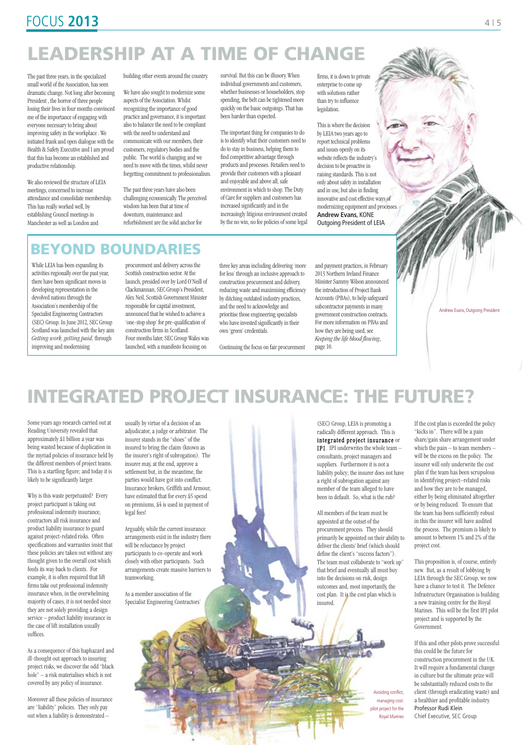# LEADERSHIP AT A TIME OF CHANGE

The past three years, in the specialized small world of the Association, has seen dramatic change. Not long after becoming President , the horror of three people losing their lives in four months convinced me of the importance of engaging with everyone necessary to bring about improving safety in the workplace . We initiated frank and open dialogue with the Health & Safety Executive and I am proud that this has become an established and productive relationship.

We also reviewed the structure of LEIA meetings, concerned to increase attendance and consolidate membership. This has really worked well, by establishing Council meetings in Manchester as well as London and building other events around the country.

We have also sought to modernize some aspects of the Association. Whilst recognizing the importance of good practice and governance, it is important also to balance the need to be compliant with the need to understand and communicate with our members, their customers, regulatory bodies and the public. The world is changing and we need to move with the times, whilst never forgetting commitment to professionalism.

The past three years have also been challenging economically. The perceived wisdom has been that at time of downturn, maintenance and refurbishment are the solid anchor for survival. But this can be illusory. When individual governments and customers, whether businesses or householders, stop spending, the belt can be tightened more quickly on the basic outgoings. That has been harder than expected.

The important thing for companies to do is to identify what their customers need to do to stay in business, helping them to find competitive advantage through products and processes. Retailers need to provide their customers with a pleasant and enjoyable and above all, safe environment in which to shop. The Duty of Care for suppliers and customers has increased significantly and in the increasingly litigious environment created by the no win, no fee policies of some legal firms, it is down to private enterprise to come up with solutions rather than try to influence legislation.

This is where the decision by LEIA two years ago to report technical problems and issues openly on its website reflects the industry's decision to be proactive in raising standards. This is not only about safety in installation and in use, but also in finding innovative and cost effective ways of modernizing equipment and processes.

**Andrew Evans,** KONE
Outgoing President of LEIA

Andrew Evans, Outgoing President

## BEYOND BOUNDARIES

While LEIA has been expanding its activities regionally over the past year, there have been significant moves in developing representation in the devolved nations through the Association's membership of the Specialist Engineering Contractors (SEC) Group. In June 2012, SEC Group Scotland was launched with the key aim *Getting work, getting paid,* through improving and modernising procurement and delivery across the Scottish construction sector. At the launch, presided over by Lord O'Neill of Clackmannan, SEC Group's President, Alex Neil, Scottish Government Minister responsible for capital investment, announced that he wished to achieve a 'one-stop shop' for pre-qualification of construction firms in Scotland.

Four months later, SEC Group Wales was launched, with a manifesto focusing on three key areas including delivering 'more for less' through an inclusive approach to construction procurement and delivery, reducing waste and maximising efficiency by ditching outdated industry practices, and the need to acknowledge and prioritise those engineering specialists who have invested significantly in their own 'green' credentials.

Continuing the focus on fair procurement and payment practices, in February 2013 Northern Ireland Finance Minister Sammy Wilson announced the introduction of Project Bank Accounts (PBAs), to help safeguard subcontractor payments in many government construction contracts. For more information on PBAs and how they are being used, see *Keeping the life blood flowing*, page 10.

# INTEGRATED PROJECT INSURANCE: THE FUTURE?

Some years ago research carried out at Reading University revealed that approximately £1 billion a year was being wasted because of duplication in the myriad policies of insurance held by the different members of project teams. This is a startling figure; and today it is likely to be significantly larger.

Why is this waste perpetuated? Every project participant is taking out professional indemnity insurance, contractors all risk insurance and product liability insurance to guard against project-related risks. Often specifications and warranties insist that these policies are taken out without any thought given to the overall cost which feeds its way back to clients. For example, it is often required that lift firms take out professional indemnity insurance when, in the overwhelming majority of cases, it is not needed since they are not solely providing a design service – product liability insurance in the case of lift installation usually suffices.

As a consequence of this haphazard and ill-thought out approach to insuring project risks, we discover the odd "black hole" – a risk materialises which is not covered by any policy of insurance.

Moreover all these policies of insurance are "liability" policies. They only pay out when a liability is demonstrated – usually by virtue of a decision of an adjudicator, a judge or arbitrator. The insurer stands in the "shoes" of the insured to bring the claim (known as the insurer's right of subrogation). The insurer may, at the end, approve a settlement but, in the meantime, the parties would have got into conflict. Insurance brokers, Griffith and Armour, have estimated that for every £5 spend on premiums, £4 is used in payment of legal fees!

Arguably, while the current insurance arrangements exist in the industry there will be reluctance by project participants to co-operate and work closely with other participants. Such arrangements create massive barriers to teamworking.

As a member association of the Specialist Engineering Contractors' (SEC) Group, LEIA is promoting a radically different approach. This is **integrated project insurance** or **IPI**. IPI underwrites the whole team – consultants, project managers and suppliers. Furthermore it is not a liability policy; the insurer does not have a right of subrogation against any member of the team alleged to have been in default. So, what is the rub?

All members of the team must be appointed at the outset of the procurement process. They should primarily be appointed on their ability to deliver the client's brief (which should define the client's "success factors"). The team must collaborate to "work up" that brief and eventually all must buy into the decisions on risk, design outcomes and, most importantly, the cost plan. It is the cost plan which is insured.

If the cost plan is exceeded the policy "kicks in". There will be a pain share/gain share arrangement under which the pain – to team members – will be the excess on the policy. The insurer will only underwrite the cost plan if the team has been scrupulous in identifying project–related risks and how they are to be managed, either by being eliminated altogether or by being reduced. To ensure that the team has been sufficiently robust in this the insurer will have audited the process. The premium is likely to amount to between 1% and 2% of the project cost.

This proposition is, of course, entirely new. But, as a result of lobbying by LEIA through the SEC Group, we now have a chance to test it. The Defence Infrastructure Organisation is building a new training centre for the Royal Marines. This will be the first IPI pilot project and is supported by the Government.

If this and other pilots prove successful this could be the future for construction procurement in the UK. It will require a fundamental change in culture but the ultimate prize will be substantially reduced costs to the client (through eradicating waste) and a healthier and profitable industry.

Professor Rudi Klein
Chief Executive, SEC Group

Avoiding conflict, managing cost: pilot project for the Royal Marines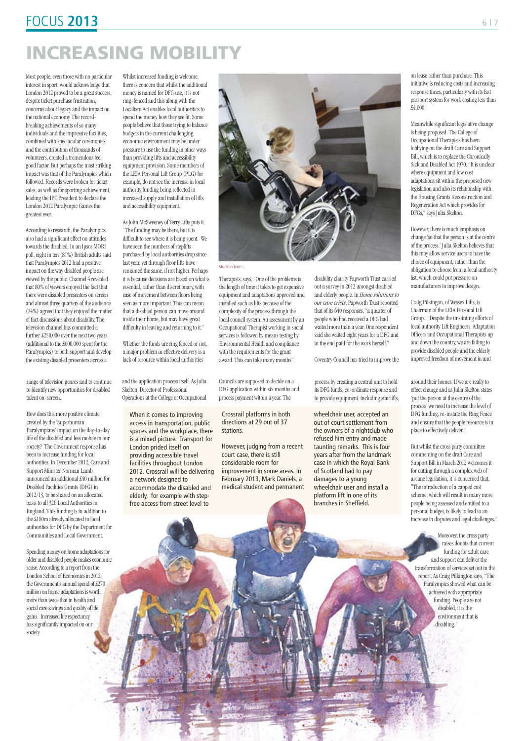# INCREASING MOBILITY

Most people, even those with no particular interest in sport, would acknowledge that London 2012 proved to be a great success, despite ticket purchase frustration, concerns about legacy and the impact on the national economy. The record-breaking achievements of so many individuals and the impressive facilities, combined with spectacular ceremonies and the contribution of thousands of volunteers, created a tremendous feel good factor. But perhaps the most striking impact was that of the Paralympics which followed. Records were broken for ticket sales, as well as for sporting achievement, leading the IPC President to declare the London 2012 Paralympic Games the greatest ever.

According to research, the Paralympics also had a significant effect on attitudes towards the disabled. In an Ipsos MORI poll, eight in ten (81%) British adults said that Paralympics 2012 had a positive impact on the way disabled people are viewed by the public. Channel 4 revealed that 80% of viewers enjoyed the fact that there were disabled presenters on screen and almost three quarters of the audience (74%) agreed that they enjoyed the matter of fact discussions about disability. The television channel has committed a further £250,000 over the next two years (additional to the £600,000 spent for the Paralympics) to both support and develop the existing disabled presenters across a range of television genres and to continue to identify new opportunities for disabled talent on-screen.

How does this more positive climate created by the 'Superhuman Paralympians' impact on the day-to-day life of the disabled and less mobile in our society? The Government response has been to increase funding for local authorities. In December 2012, Care and Support Minister Norman Lamb announced an additional £40 million for Disabled Facilities Grants (DFG) in 2012/13, to be shared on an allocated basis to all 326 Local Authorities in England. This funding is in addition to the £180m already allocated to local authorities for DFG by the Department for Communities and Local Government.

Spending money on home adaptations for older and disabled people makes economic sense. According to a report from the London School of Economics in 2012, the Government's annual spend of £270 million on home adaptations is worth more than twice that in health and social care savings and quality of life gains. Increased life expectancy has significantly impacted on our society.

Whilst increased funding is welcome, there is concern that whilst the additional money is named for DFG use, it is not ring-fenced and this along with the Localism Act enables local authorities to spend the money how they see fit. Some people believe that those trying to balance budgets in the current challenging economic environment may be under pressure to use the funding in other ways than providing lifts and accessibility equipment provision. Some members of the LEIA Personal Lift Group (PLG) for example, do not see the increase in local authority funding being reflected in increased supply and installation of lifts and accessibility equipment.

As John McSweeney of Terry Lifts puts it, "The funding may be there, but it is difficult to see where it is being spent. We have seen the numbers of steplifts purchased by local authorities drop since last year, yet through floor lifts have remained the same, if not higher. Perhaps it is because decisions are based on what is essential, rather than discretionary, with ease of movement between floors being seen as more important. This can mean that a disabled person can move around inside their home, but may have great difficulty in leaving and returning to it."

Whether the funds are ring fenced or not, a major problem in effective delivery is a lack of resource within local authorities and the application process itself. As Julia Skelton, Director of Professional Operations at the College of Occupational Therapists, says, "One of the problems is the length of time it takes to get expensive equipment and adaptations approved and installed such as lifts because of the complexity of the process through the local council system. An assessment by an Occupational Therapist working in social services is followed by means testing by Environmental Health and compliance with the requirements for the grant award. This can take many months".

Stuck indoors...

Councils are supposed to decide on a DFG application within six months and process payment within a year. The disability charity Papworth Trust carried out a survey in 2012 amongst disabled and elderly people. In *Home solutions to our care crisis*, Papworth Trust reported that of its 640 responses, "a quarter of people who had received a DFG had waited more than a year. One respondent said she waited eight years for a DFG and in the end paid for the work herself."

Coventry Council has tried to improve the process by creating a central unit to hold its DFG funds, co-ordinate response and to provide equipment, including stairlifts, on lease rather than purchase. This initiative is reducing costs and increasing response times, particularly with its fast passport system for work costing less than £4,000.

When it comes to improving access in transportation, public spaces and the workplace, there is a mixed picture. Transport for London prided itself on providing accessible travel facilities throughout London 2012. Crossrail will be delivering a network designed to accommodate the disabled and elderly, for example with step-free access from street level to Crossrail platforms in both directions at 29 out of 37 stations.

However, judging from a recent court case, there is still considerable room for improvement in some areas. In February 2013, Mark Daniels, a medical student and permanent wheelchair user, accepted an out of court settlement from the owners of a nightclub who refused him entry and made taunting remarks. This is four years after from the landmark case in which the Royal Bank of Scotland had to pay damages to a young wheelchair user and install a platform lift in one of its branches in Sheffield.

Meanwhile significant legislative change is being proposed. The College of Occupational Therapists has been lobbying on the draft Care and Support Bill, which is to replace the Chronically Sick and Disabled Act 1970. "It is unclear where equipment and low cost adaptations sit within the proposed new legislation and also its relationship with the Housing Grants Reconstruction and Regeneration Act which provides for DFGs," says Julia Skelton.

However, there is much emphasis on change 'so that the person is at the centre of the process.' Julia Skelton believes that this may allow service users to have the choice of equipment, rather than the obligation to choose from a local authority list, which could put pressure on manufacturers to improve design.

Craig Pilkington, of Wessex Lifts, is Chairman of the LEIA Personal Lift Group. "Despite the unstinting efforts of local authority Lift Engineers, Adaptation Officers and Occupational Therapists up and down the country, we are failing to provide disabled people and the elderly improved freedom of movement in and around their homes. If we are really to effect change and as Julia Skelton states 'put the person at the centre of the process' we need to increase the level of DFG funding, re-instate the Ring Fence and ensure that the people resource is in place to effectively deliver."

But whilst the cross party committee commenting on the draft Care and Support Bill in March 2012 welcomes it for cutting through a complex web of arcane legislation, it is concerned that, "The introduction of a capped cost scheme, which will result in many more people being assessed and entitled to a personal budget, is likely to lead to an increase in disputes and legal challenges."

Moreover, the cross party raises doubts that current funding for adult care and support can deliver the transformation of services set out in the report. As Craig Pilkington says, "The Paralympics showed what can be achieved with appropriate funding. People are not disabled, it is the environment that is disabling."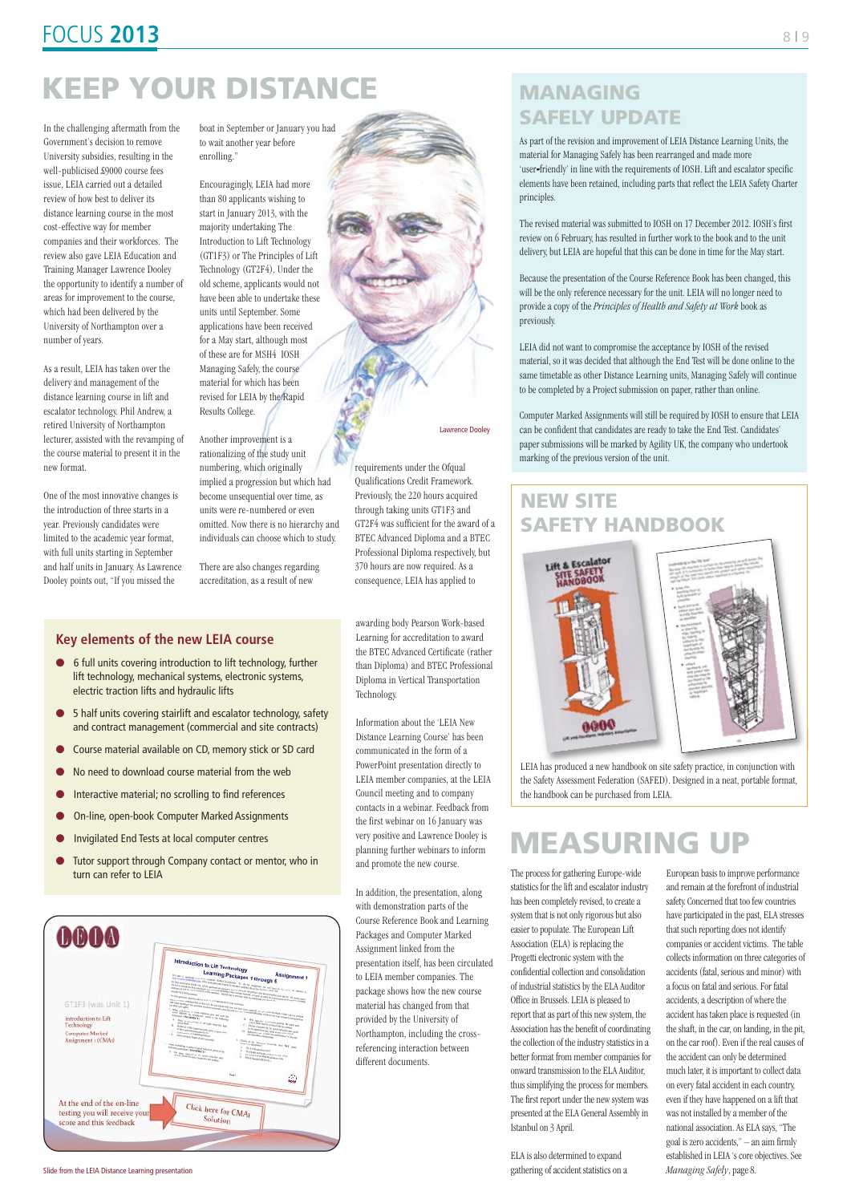# KEEP YOUR DISTANCE

In the challenging aftermath from the Government's decision to remove University subsidies, resulting in the well-publicised £9000 course fees issue, LEIA carried out a detailed review of how best to deliver its distance learning course in the most cost-effective way for member companies and their workforces. The review also gave LEIA Education and Training Manager Lawrence Dooley the opportunity to identify a number of areas for improvement to the course, which had been delivered by the University of Northampton over a number of years.

As a result, LEIA has taken over the delivery and management of the distance learning course in lift and escalator technology. Phil Andrew, a retired University of Northampton lecturer, assisted with the revamping of the course material to present it in the new format.

One of the most innovative changes is the introduction of three starts in a year. Previously candidates were limited to the academic year format, with full units starting in September and half units in January. As Lawrence Dooley points out, "If you missed the boat in September or January you had to wait another year before enrolling."

Encouragingly, LEIA had more than 80 applicants wishing to start in January 2013, with the majority undertaking The Introduction to Lift Technology (GT1F3) or The Principles of Lift Technology (GT2F4). Under the old scheme, applicants would not have been able to undertake these units until September. Some applications have been received for a May start, although most of these are for MSH4 IOSH Managing Safely, the course material for which has been revised for LEIA by the Rapid Results College.

Another improvement is a rationalizing of the study unit numbering, which originally implied a progression but which had become unsequential over time, as units were re-numbered or even omitted. Now there is no hierarchy and individuals can choose which to study.

There are also changes regarding accreditation, as a result of new requirements under the Ofqual Qualifications Credit Framework. Previously, the 220 hours acquired through taking units GT1F3 and GT2F4 was sufficient for the award of a BTEC Advanced Diploma and a BTEC Professional Diploma respectively, but 370 hours are now required. As a consequence, LEIA has applied to awarding body Pearson Work-based Learning for accreditation to award the BTEC Advanced Certificate (rather than Diploma) and BTEC Professional Diploma in Vertical Transportation Technology.

Lawrence Dooley

Information about the 'LEIA New Distance Learning Course' has been communicated in the form of a PowerPoint presentation directly to LEIA member companies, at the LEIA Council meeting and to company contacts in a webinar. Feedback from the first webinar on 16 January was very positive and Lawrence Dooley is planning further webinars to inform and promote the new course.

In addition, the presentation, along with demonstration parts of the Course Reference Book and Learning Packages and Computer Marked Assignment linked from the presentation itself, has been circulated to LEIA member companies. The package shows how the new course material has changed from that provided by the University of Northampton, including the cross-referencing interaction between different documents.

## Key elements of the new LEIA course

- 6 full units covering introduction to lift technology, further lift technology, mechanical systems, electronic systems, electric traction lifts and hydraulic lifts
- 5 half units covering stairlift and escalator technology, safety and contract management (commercial and site contracts)
- Course material available on CD, memory stick or SD card
- No need to download course material from the web
- Interactive material; no scrolling to find references
- On-line, open-book Computer Marked Assignments
- Invigilated End Tests at local computer centres
- Tutor support through Company contact or mentor, who in turn can refer to LEIA

Slide from the LEIA Distance Learning presentation

# MANAGING SAFELY UPDATE

As part of the revision and improvement of LEIA Distance Learning Units, the material for Managing Safely has been rearranged and made more 'user-friendly' in line with the requirements of IOSH. Lift and escalator specific elements have been retained, including parts that reflect the LEIA Safety Charter principles.

The revised material was submitted to IOSH on 17 December 2012. IOSH's first review on 6 February, has resulted in further work to the book and to the unit delivery, but LEIA are hopeful that this can be done in time for the May start.

Because the presentation of the Course Reference Book has been changed, this will be the only reference necessary for the unit. LEIA will no longer need to provide a copy of the *Principles of Health and Safety at Work* book as previously.

LEIA did not want to compromise the acceptance by IOSH of the revised material, so it was decided that although the End Test will be done online to the same timetable as other Distance Learning units, Managing Safely will continue to be completed by a Project submission on paper, rather than online.

Computer Marked Assignments will still be required by IOSH to ensure that LEIA can be confident that candidates are ready to take the End Test. Candidates' paper submissions will be marked by Agility UK, the company who undertook marking of the previous version of the unit.

# NEW SITE SAFETY HANDBOOK

LEIA has produced a new handbook on site safety practice, in conjunction with the Safety Assessment Federation (SAFED). Designed in a neat, portable format, the handbook can be purchased from LEIA.

# MEASURING UP

The process for gathering Europe-wide statistics for the lift and escalator industry has been completely revised, to create a system that is not only rigorous but also easier to populate. The European Lift Association (ELA) is replacing the Progetti electronic system with the confidential collection and consolidation of industrial statistics by the ELA Auditor Office in Brussels. LEIA is pleased to report that as part of this new system, the Association has the benefit of coordinating the collection of the industry statistics in a better format from member companies for onward transmission to the ELA Auditor, thus simplifying the process for members. The first report under the new system was presented at the ELA General Assembly in Istanbul on 3 April.

ELA is also determined to expand gathering of accident statistics on a European basis to improve performance and remain at the forefront of industrial safety. Concerned that too few countries have participated in the past, ELA stresses that such reporting does not identify companies or accident victims. The table collects information on three categories of accidents (fatal, serious and minor) with a focus on fatal and serious. For fatal accidents, a description of where the accident has taken place is requested (in the shaft, in the car, on landing, in the pit, on the car roof). Even if the real causes of the accident can only be determined much later, it is important to collect data on every fatal accident in each country, even if they have happened on a lift that was not installed by a member of the national association. As ELA says, "The goal is zero accidents," – an aim firmly established in LEIA 's core objectives. See *Managing Safely*, page 8.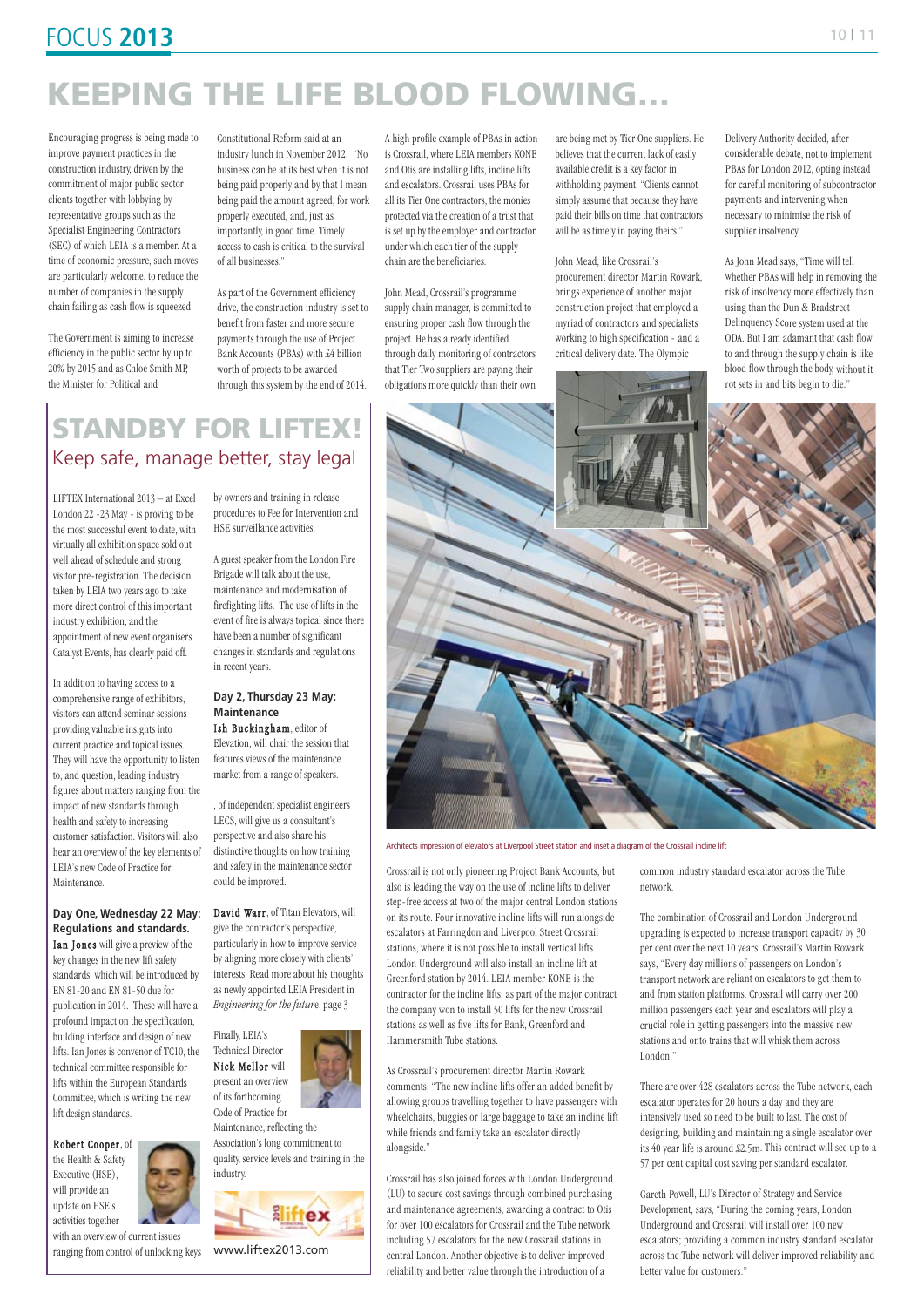# KEEPING THE LIFE BLOOD FLOWING…

Encouraging progress is being made to improve payment practices in the construction industry, driven by the commitment of major public sector clients together with lobbying by representative groups such as the Specialist Engineering Contractors (SEC) of which LEIA is a member. At a time of economic pressure, such moves are particularly welcome, to reduce the number of companies in the supply chain failing as cash flow is squeezed.

The Government is aiming to increase efficiency in the public sector by up to 20% by 2015 and as Chloe Smith MP, the Minister for Political and Constitutional Reform said at an industry lunch in November 2012, "No business can be at its best when it is not being paid properly and by that I mean being paid the amount agreed, for work properly executed, and, just as importantly, in good time. Timely access to cash is critical to the survival of all businesses."

As part of the Government efficiency drive, the construction industry is set to benefit from faster and more secure payments through the use of Project Bank Accounts (PBAs) with £4 billion worth of projects to be awarded through this system by the end of 2014.

A high profile example of PBAs in action is Crossrail, where LEIA members KONE and Otis are installing lifts, incline lifts and escalators. Crossrail uses PBAs for all its Tier One contractors, the monies protected via the creation of a trust that is set up by the employer and contractor, under which each tier of the supply chain are the beneficiaries.

John Mead, Crossrail's programme supply chain manager, is committed to ensuring proper cash flow through the project. He has already identified through daily monitoring of contractors that Tier Two suppliers are paying their obligations more quickly than their own are being met by Tier One suppliers. He believes that the current lack of easily available credit is a key factor in withholding payment. "Clients cannot simply assume that because they have paid their bills on time that contractors will be as timely in paying theirs."

John Mead, like Crossrail's procurement director Martin Rowark, brings experience of another major construction project that employed a myriad of contractors and specialists working to high specification - and a critical delivery date. The Olympic Delivery Authority decided, after considerable debate, not to implement PBAs for London 2012, opting instead for careful monitoring of subcontractor payments and intervening when necessary to minimise the risk of supplier insolvency.

As John Mead says, "Time will tell whether PBAs will help in removing the risk of insolvency more effectively than using than the Dun & Bradstreet Delinquency Score system used at the ODA. But I am adamant that cash flow to and through the supply chain is like blood flow through the body, without it rot sets in and bits begin to die."

Architects impression of elevators at Liverpool Street station and inset a diagram of the Crossrail incline lift

Crossrail is not only pioneering Project Bank Accounts, but also is leading the way on the use of incline lifts to deliver step-free access at two of the major central London stations on its route. Four innovative incline lifts will run alongside escalators at Farringdon and Liverpool Street Crossrail stations, where it is not possible to install vertical lifts. London Underground will also install an incline lift at Greenford station by 2014. LEIA member KONE is the contractor for the incline lifts, as part of the major contract the company won to install 50 lifts for the new Crossrail stations as well as five lifts for Bank, Greenford and Hammersmith Tube stations.

As Crossrail's procurement director Martin Rowark comments, "The new incline lifts offer an added benefit by allowing groups travelling together to have passengers with wheelchairs, buggies or large baggage to take an incline lift while friends and family take an escalator directly alongside."

Crossrail has also joined forces with London Underground (LU) to secure cost savings through combined purchasing and maintenance agreements, awarding a contract to Otis for over 100 escalators for Crossrail and the Tube network including 57 escalators for the new Crossrail stations in central London. Another objective is to deliver improved reliability and better value through the introduction of a common industry standard escalator across the Tube network.

The combination of Crossrail and London Underground upgrading is expected to increase transport capacity by 30 per cent over the next 10 years. Crossrail's Martin Rowark says, "Every day millions of passengers on London's transport network are reliant on escalators to get them to and from station platforms. Crossrail will carry over 200 million passengers each year and escalators will play a crucial role in getting passengers into the massive new stations and onto trains that will whisk them across London."

There are over 428 escalators across the Tube network, each escalator operates for 20 hours a day and they are intensively used so need to be built to last. The cost of designing, building and maintaining a single escalator over its 40 year life is around £2.5m. This contract will see up to a 57 per cent capital cost saving per standard escalator.

Gareth Powell, LU's Director of Strategy and Service Development, says, "During the coming years, London Underground and Crossrail will install over 100 new escalators; providing a common industry standard escalator across the Tube network will deliver improved reliability and better value for customers."

## STANDBY FOR LIFTEX!

### Keep safe, manage better, stay legal

LIFTEX International 2013 – at Excel London 22 -23 May - is proving to be the most successful event to date, with virtually all exhibition space sold out well ahead of schedule and strong visitor pre-registration. The decision taken by LEIA two years ago to take more direct control of this important industry exhibition, and the appointment of new event organisers Catalyst Events, has clearly paid off.

In addition to having access to a comprehensive range of exhibitors, visitors can attend seminar sessions providing valuable insights into current practice and topical issues. They will have the opportunity to listen to, and question, leading industry figures about matters ranging from the impact of new standards through health and safety to increasing customer satisfaction. Visitors will also hear an overview of the key elements of LEIA's new Code of Practice for Maintenance.

**Day One, Wednesday 22 May: Regulations and standards.**

**Ian Jones** will give a preview of the key changes in the new lift safety standards, which will be introduced by EN 81-20 and EN 81-50 due for publication in 2014. These will have a profound impact on the specification, building interface and design of new lifts. Ian Jones is convenor of TC10, the technical committee responsible for lifts within the European Standards Committee, which is writing the new lift design standards.

**Robert Cooper**, of the Health & Safety Executive (HSE), will provide an update on HSE's activities together with an overview of current issues ranging from control of unlocking keys by owners and training in release procedures to Fee for Intervention and HSE surveillance activities.

A guest speaker from the London Fire Brigade will talk about the use, maintenance and modernisation of firefighting lifts. The use of lifts in the event of fire is always topical since there have been a number of significant changes in standards and regulations in recent years.

**Day 2, Thursday 23 May: Maintenance**

**Ish Buckingham**, editor of Elevation, will chair the session that features views of the maintenance market from a range of speakers.

, of independent specialist engineers LECS, will give us a consultant's perspective and also share his distinctive thoughts on how training and safety in the maintenance sector could be improved.

**David Warr**, of Titan Elevators, will give the contractor's perspective, particularly in how to improve service by aligning more closely with clients' interests. Read more about his thoughts as newly appointed LEIA President in *Engineering for the future*. page 3

Finally, LEIA's Technical Director **Nick Mellor** will present an overview of its forthcoming Code of Practice for Maintenance, reflecting the Association's long commitment to quality, service levels and training in the industry.

www.liftex2013.com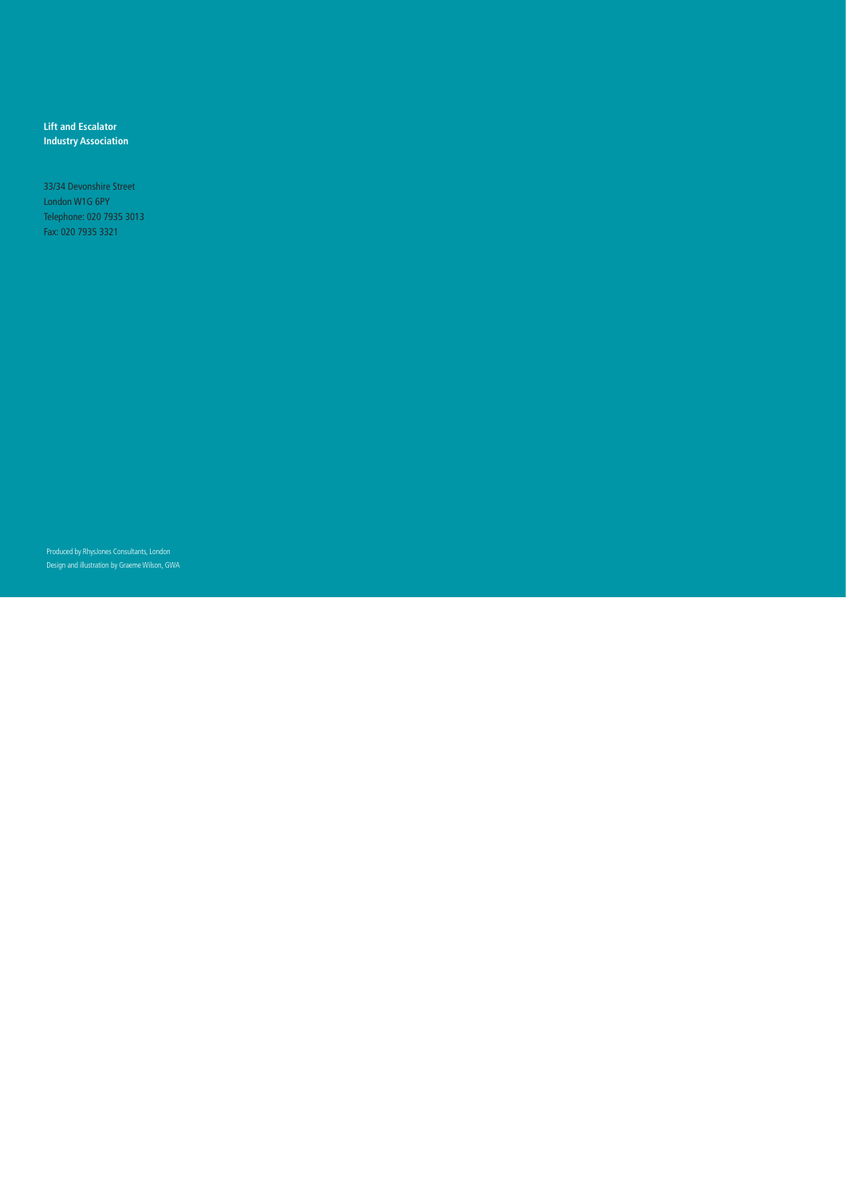**Lift and Escalator Industry Association**

33/34 Devonshire Street
London W1G 6PY
Telephone: 020 7935 3013
Fax: 020 7935 3321

Produced by RhysJones Consultants, London
Design and illustration by Graeme Wilson, GWA